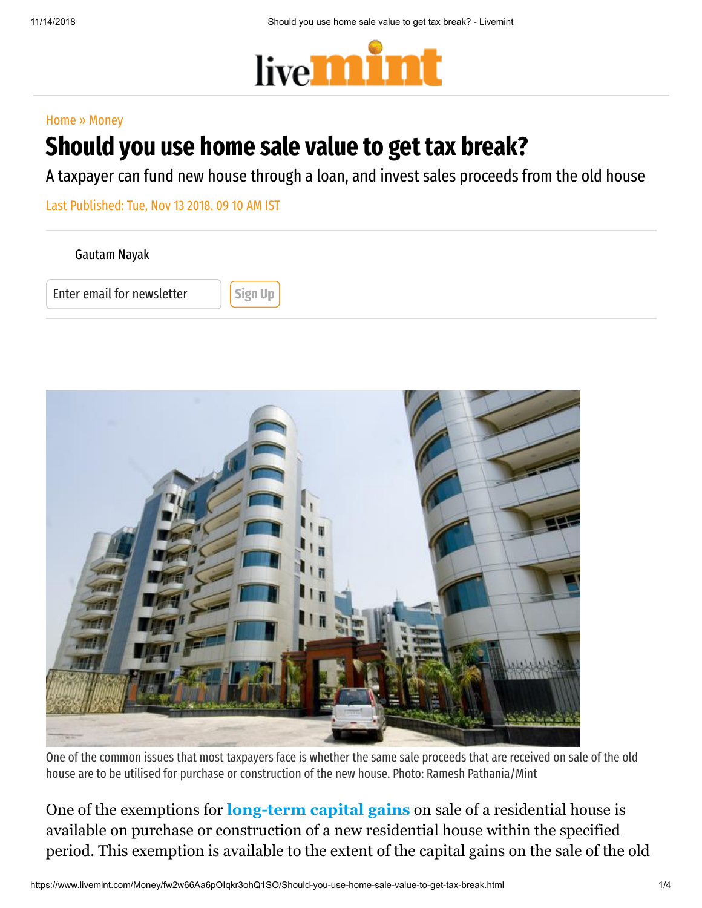Home » Money

# Should you use home sale value to get tax break?

A taxpayer can fund new house through a loan, and invest sales proceeds from the old house

Last Published: Tue, Nov 13 2018. 09 10 AM IST

Gautam Nayak

Enter email for newsletter Sign Up

One of the common issues that most taxpayers face is whether the same sale proceeds that are received on sale of the old house are to be utilised for purchase or construction of the new house. Photo: Ramesh Pathania/Mint

One of the exemptions for **long-term capital gains** on sale of a residential house is available on purchase or construction of a new residential house within the specified period. This exemption is available to the extent of the capital gains on the sale of the old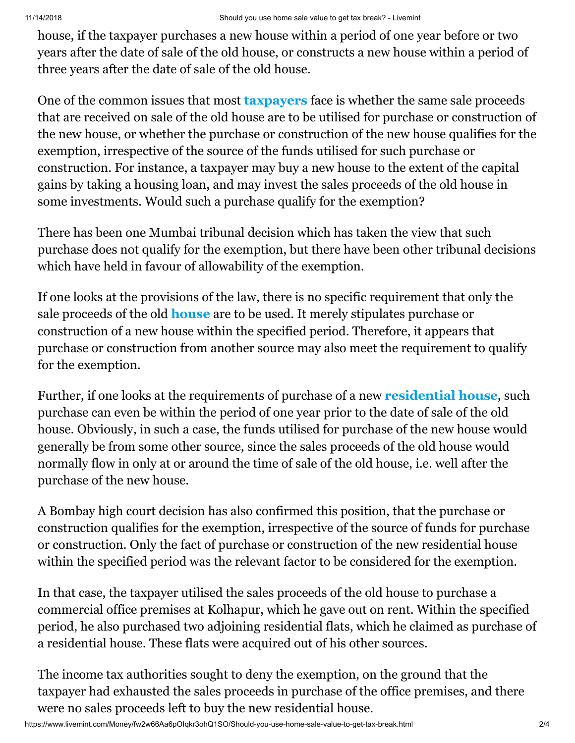house, if the taxpayer purchases a new house within a period of one year before or two years after the date of sale of the old house, or constructs a new house within a period of three years after the date of sale of the old house.

One of the common issues that most **taxpayers** face is whether the same sale proceeds that are received on sale of the old house are to be utilised for purchase or construction of the new house, or whether the purchase or construction of the new house qualifies for the exemption, irrespective of the source of the funds utilised for such purchase or construction. For instance, a taxpayer may buy a new house to the extent of the capital gains by taking a housing loan, and may invest the sales proceeds of the old house in some investments. Would such a purchase qualify for the exemption?

There has been one Mumbai tribunal decision which has taken the view that such purchase does not qualify for the exemption, but there have been other tribunal decisions which have held in favour of allowability of the exemption.

If one looks at the provisions of the law, there is no specific requirement that only the sale proceeds of the old **house** are to be used. It merely stipulates purchase or construction of a new house within the specified period. Therefore, it appears that purchase or construction from another source may also meet the requirement to qualify for the exemption.

Further, if one looks at the requirements of purchase of a new **residential house**, such purchase can even be within the period of one year prior to the date of sale of the old house. Obviously, in such a case, the funds utilised for purchase of the new house would generally be from some other source, since the sales proceeds of the old house would normally flow in only at or around the time of sale of the old house, i.e. well after the purchase of the new house.

A Bombay high court decision has also confirmed this position, that the purchase or construction qualifies for the exemption, irrespective of the source of funds for purchase or construction. Only the fact of purchase or construction of the new residential house within the specified period was the relevant factor to be considered for the exemption.

In that case, the taxpayer utilised the sales proceeds of the old house to purchase a commercial office premises at Kolhapur, which he gave out on rent. Within the specified period, he also purchased two adjoining residential flats, which he claimed as purchase of a residential house. These flats were acquired out of his other sources.

The income tax authorities sought to deny the exemption, on the ground that the taxpayer had exhausted the sales proceeds in purchase of the office premises, and there were no sales proceeds left to buy the new residential house.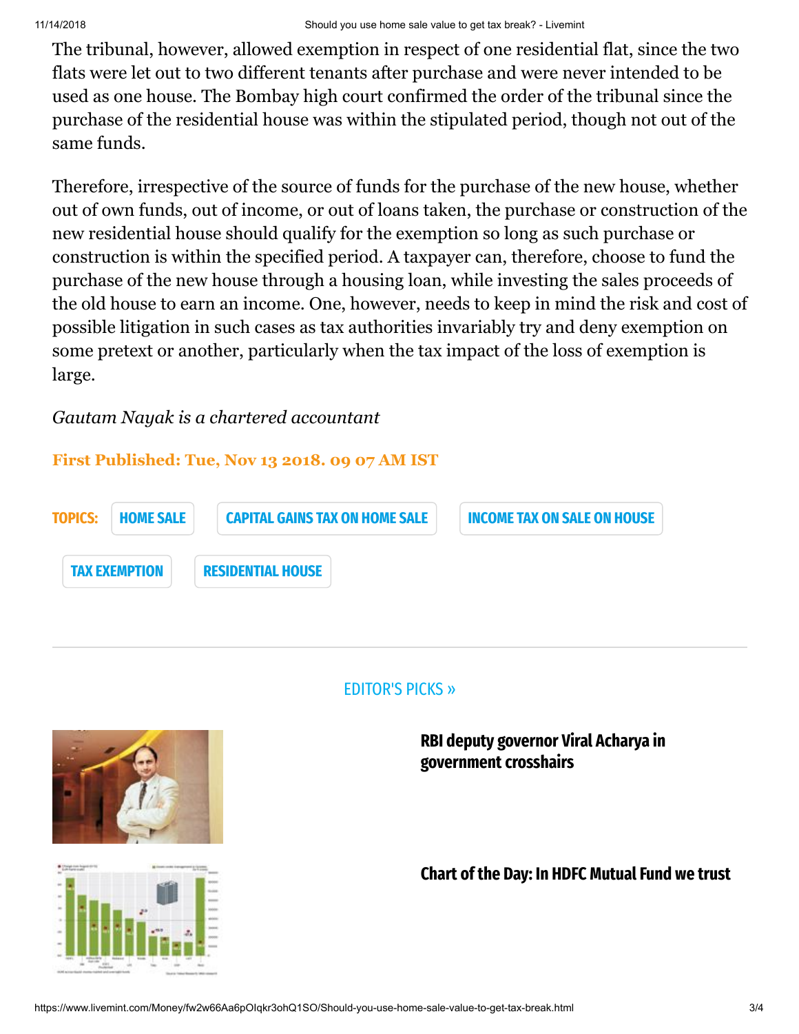The tribunal, however, allowed exemption in respect of one residential flat, since the two flats were let out to two different tenants after purchase and were never intended to be used as one house. The Bombay high court confirmed the order of the tribunal since the purchase of the residential house was within the stipulated period, though not out of the same funds.

Therefore, irrespective of the source of funds for the purchase of the new house, whether out of own funds, out of income, or out of loans taken, the purchase or construction of the new residential house should qualify for the exemption so long as such purchase or construction is within the specified period. A taxpayer can, therefore, choose to fund the purchase of the new house through a housing loan, while investing the sales proceeds of the old house to earn an income. One, however, needs to keep in mind the risk and cost of possible litigation in such cases as tax authorities invariably try and deny exemption on some pretext or another, particularly when the tax impact of the loss of exemption is large.

*Gautam Nayak is a chartered accountant*

**First Published: Tue, Nov 13 2018. 09 07 AM IST**

TOPICS: HOME SALE | CAPITAL GAINS TAX ON HOME SALE | INCOME TAX ON SALE ON HOUSE | TAX EXEMPTION | RESIDENTIAL HOUSE

EDITOR'S PICKS »

**RBI deputy governor Viral Acharya in government crosshairs**

**Chart of the Day: In HDFC Mutual Fund we trust**